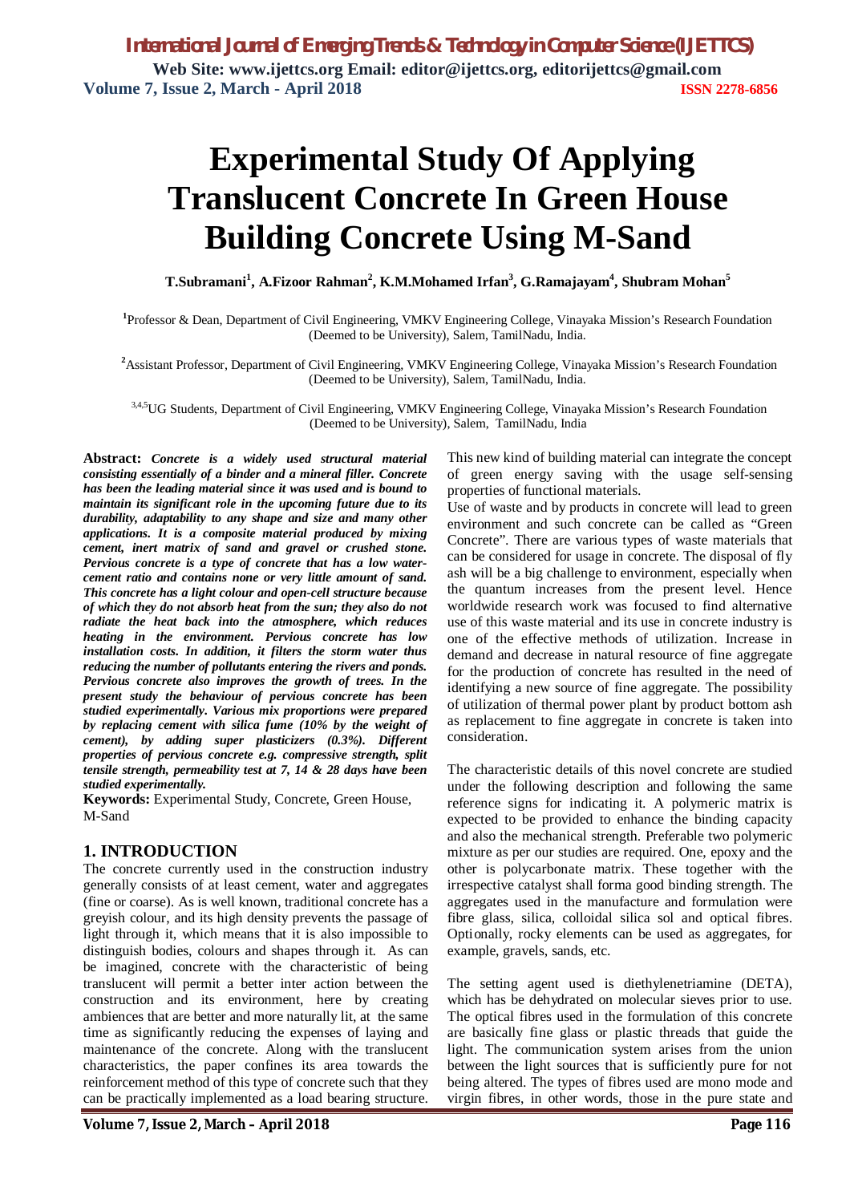# Experimental Study Of Applying Translucent Concrete In Green House Building Concrete Using M-Sand

**T.Subramani[1], A.Fizoor Rahman[2], K.M.Mohamed Irfan[3], G.Ramajayam[4], Shubram Mohan[5]**

[1]Professor & Dean, Department of Civil Engineering, VMKV Engineering College, Vinayaka Mission's Research Foundation (Deemed to be University), Salem, TamilNadu, India.

[2]Assistant Professor, Department of Civil Engineering, VMKV Engineering College, Vinayaka Mission's Research Foundation (Deemed to be University), Salem, TamilNadu, India.

[3,4,5]UG Students, Department of Civil Engineering, VMKV Engineering College, Vinayaka Mission's Research Foundation (Deemed to be University), Salem, TamilNadu, India

**Abstract:** ***Concrete is a widely used structural material consisting essentially of a binder and a mineral filler. Concrete has been the leading material since it was used and is bound to maintain its significant role in the upcoming future due to its durability, adaptability to any shape and size and many other applications. It is a composite material produced by mixing cement, inert matrix of sand and gravel or crushed stone. Pervious concrete is a type of concrete that has a low water-cement ratio and contains none or very little amount of sand. This concrete has a light colour and open-cell structure because of which they do not absorb heat from the sun; they also do not radiate the heat back into the atmosphere, which reduces heating in the environment. Pervious concrete has low installation costs. In addition, it filters the storm water thus reducing the number of pollutants entering the rivers and ponds. Pervious concrete also improves the growth of trees. In the present study the behaviour of pervious concrete has been studied experimentally. Various mix proportions were prepared by replacing cement with silica fume (10% by the weight of cement), by adding super plasticizers (0.3%). Different properties of pervious concrete e.g. compressive strength, split tensile strength, permeability test at 7, 14 & 28 days have been studied experimentally.***

**Keywords:** Experimental Study, Concrete, Green House, M-Sand

## 1. INTRODUCTION

The concrete currently used in the construction industry generally consists of at least cement, water and aggregates (fine or coarse). As is well known, traditional concrete has a greyish colour, and its high density prevents the passage of light through it, which means that it is also impossible to distinguish bodies, colours and shapes through it. As can be imagined, concrete with the characteristic of being translucent will permit a better inter action between the construction and its environment, here by creating ambiences that are better and more naturally lit, at the same time as significantly reducing the expenses of laying and maintenance of the concrete. Along with the translucent characteristics, the paper confines its area towards the reinforcement method of this type of concrete such that they can be practically implemented as a load bearing structure. This new kind of building material can integrate the concept of green energy saving with the usage self-sensing properties of functional materials.

Use of waste and by products in concrete will lead to green environment and such concrete can be called as "Green Concrete". There are various types of waste materials that can be considered for usage in concrete. The disposal of fly ash will be a big challenge to environment, especially when the quantum increases from the present level. Hence worldwide research work was focused to find alternative use of this waste material and its use in concrete industry is one of the effective methods of utilization. Increase in demand and decrease in natural resource of fine aggregate for the production of concrete has resulted in the need of identifying a new source of fine aggregate. The possibility of utilization of thermal power plant by product bottom ash as replacement to fine aggregate in concrete is taken into consideration.

The characteristic details of this novel concrete are studied under the following description and following the same reference signs for indicating it. A polymeric matrix is expected to be provided to enhance the binding capacity and also the mechanical strength. Preferable two polymeric mixture as per our studies are required. One, epoxy and the other is polycarbonate matrix. These together with the irrespective catalyst shall forma good binding strength. The aggregates used in the manufacture and formulation were fibre glass, silica, colloidal silica sol and optical fibres. Optionally, rocky elements can be used as aggregates, for example, gravels, sands, etc.

The setting agent used is diethylenetriamine (DETA), which has be dehydrated on molecular sieves prior to use. The optical fibres used in the formulation of this concrete are basically fine glass or plastic threads that guide the light. The communication system arises from the union between the light sources that is sufficiently pure for not being altered. The types of fibres used are mono mode and virgin fibres, in other words, those in the pure state and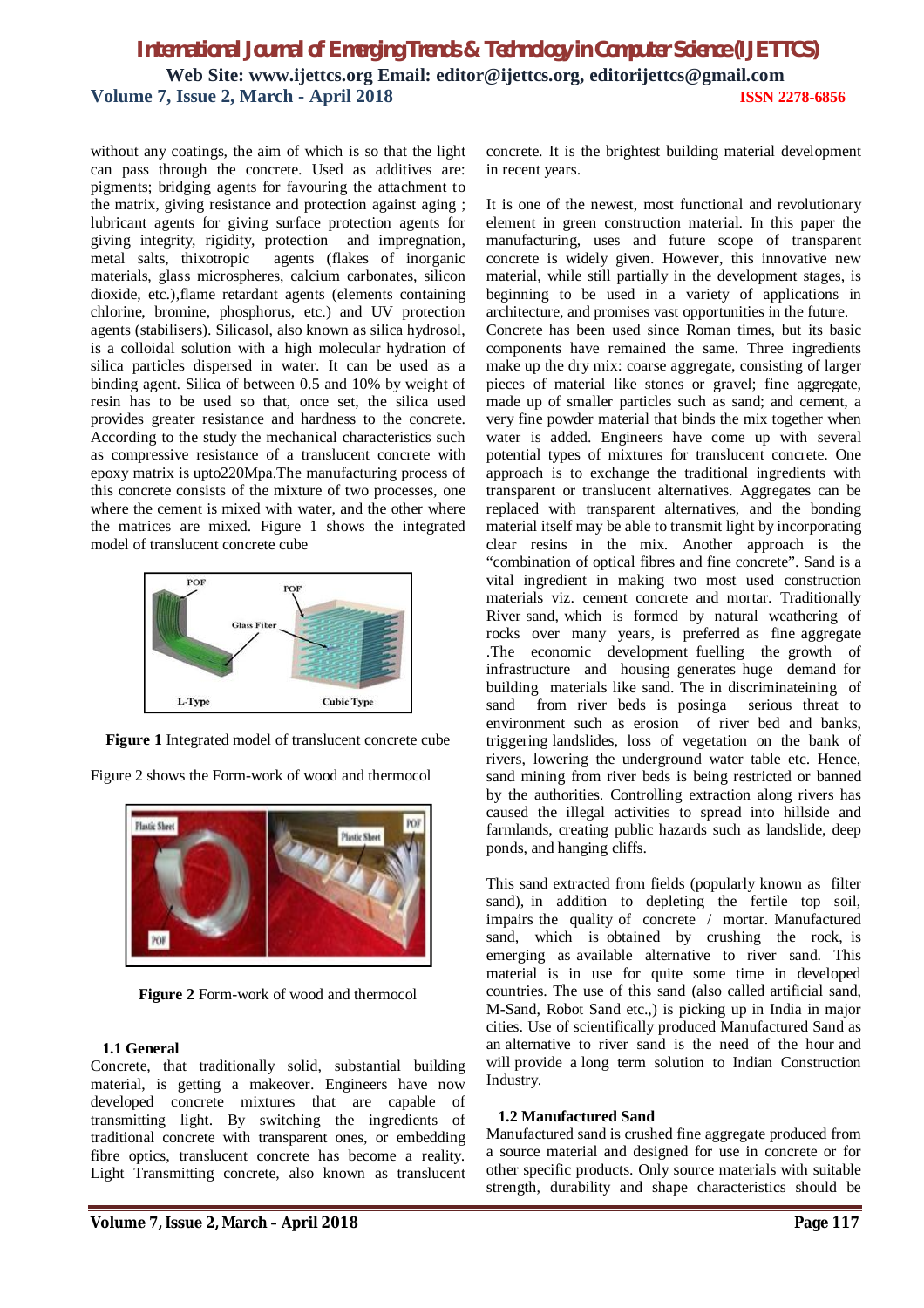without any coatings, the aim of which is so that the light can pass through the concrete. Used as additives are: pigments; bridging agents for favouring the attachment to the matrix, giving resistance and protection against aging ; lubricant agents for giving surface protection agents for giving integrity, rigidity, protection and impregnation, metal salts, thixotropic agents (flakes of inorganic materials, glass microspheres, calcium carbonates, silicon dioxide, etc.),flame retardant agents (elements containing chlorine, bromine, phosphorus, etc.) and UV protection agents (stabilisers). Silicasol, also known as silica hydrosol, is a colloidal solution with a high molecular hydration of silica particles dispersed in water. It can be used as a binding agent. Silica of between 0.5 and 10% by weight of resin has to be used so that, once set, the silica used provides greater resistance and hardness to the concrete. According to the study the mechanical characteristics such as compressive resistance of a translucent concrete with epoxy matrix is upto220Mpa.The manufacturing process of this concrete consists of the mixture of two processes, one where the cement is mixed with water, and the other where the matrices are mixed. Figure 1 shows the integrated model of translucent concrete cube

**Figure 1** Integrated model of translucent concrete cube

Figure 2 shows the Form-work of wood and thermocol

**Figure 2** Form-work of wood and thermocol

### 1.1 General

Concrete, that traditionally solid, substantial building material, is getting a makeover. Engineers have now developed concrete mixtures that are capable of transmitting light. By switching the ingredients of traditional concrete with transparent ones, or embedding fibre optics, translucent concrete has become a reality. Light Transmitting concrete, also known as translucent concrete. It is the brightest building material development in recent years.

It is one of the newest, most functional and revolutionary element in green construction material. In this paper the manufacturing, uses and future scope of transparent concrete is widely given. However, this innovative new material, while still partially in the development stages, is beginning to be used in a variety of applications in architecture, and promises vast opportunities in the future.

Concrete has been used since Roman times, but its basic components have remained the same. Three ingredients make up the dry mix: coarse aggregate, consisting of larger pieces of material like stones or gravel; fine aggregate, made up of smaller particles such as sand; and cement, a very fine powder material that binds the mix together when water is added. Engineers have come up with several potential types of mixtures for translucent concrete. One approach is to exchange the traditional ingredients with transparent or translucent alternatives. Aggregates can be replaced with transparent alternatives, and the bonding material itself may be able to transmit light by incorporating clear resins in the mix. Another approach is the "combination of optical fibres and fine concrete". Sand is a vital ingredient in making two most used construction materials viz. cement concrete and mortar. Traditionally River sand, which is formed by natural weathering of rocks over many years, is preferred as fine aggregate .The economic development fuelling the growth of infrastructure and housing generates huge demand for building materials like sand. The in discriminateining of sand from river beds is posinga serious threat to environment such as erosion of river bed and banks, triggering landslides, loss of vegetation on the bank of rivers, lowering the underground water table etc. Hence, sand mining from river beds is being restricted or banned by the authorities. Controlling extraction along rivers has caused the illegal activities to spread into hillside and farmlands, creating public hazards such as landslide, deep ponds, and hanging cliffs.

This sand extracted from fields (popularly known as filter sand), in addition to depleting the fertile top soil, impairs the quality of concrete / mortar. Manufactured sand, which is obtained by crushing the rock, is emerging as available alternative to river sand. This material is in use for quite some time in developed countries. The use of this sand (also called artificial sand, M-Sand, Robot Sand etc.,) is picking up in India in major cities. Use of scientifically produced Manufactured Sand as an alternative to river sand is the need of the hour and will provide a long term solution to Indian Construction Industry.

### 1.2 Manufactured Sand

Manufactured sand is crushed fine aggregate produced from a source material and designed for use in concrete or for other specific products. Only source materials with suitable strength, durability and shape characteristics should be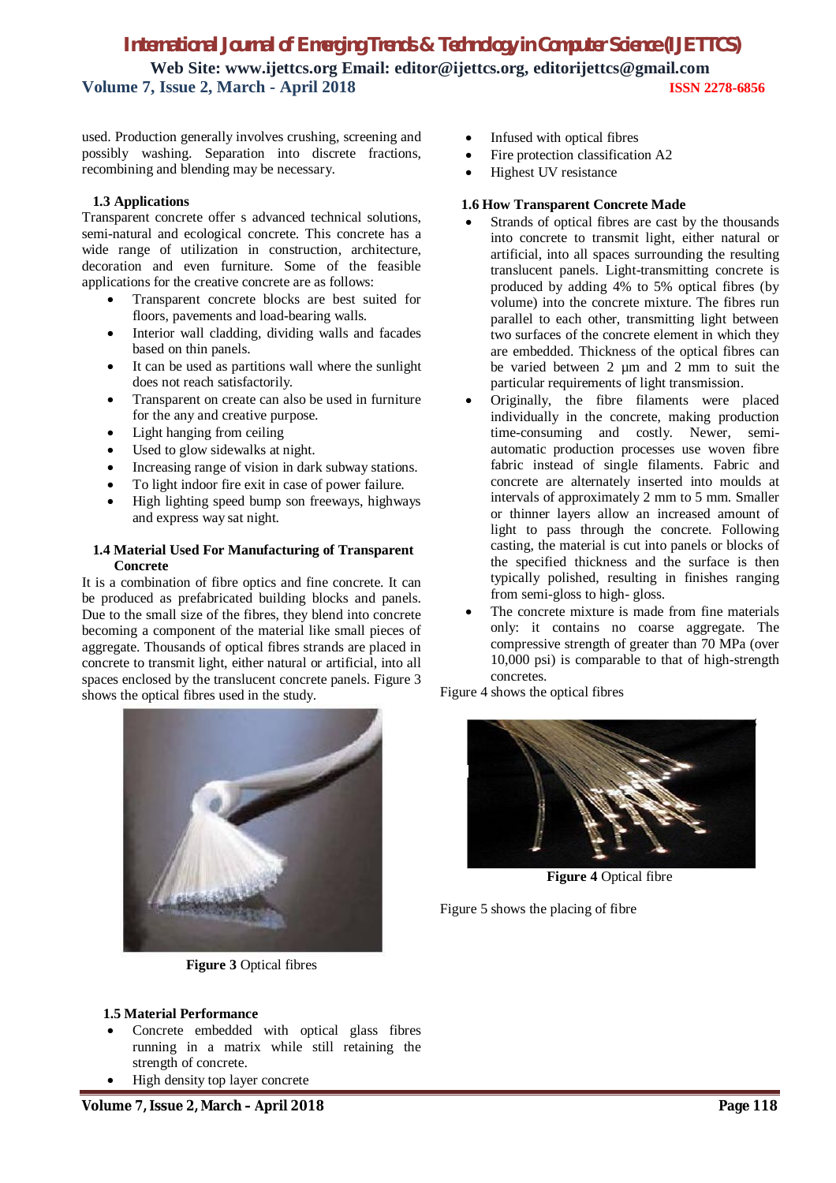used. Production generally involves crushing, screening and possibly washing. Separation into discrete fractions, recombining and blending may be necessary.

### 1.3 Applications

Transparent concrete offer s advanced technical solutions, semi-natural and ecological concrete. This concrete has a wide range of utilization in construction, architecture, decoration and even furniture. Some of the feasible applications for the creative concrete are as follows:

- Transparent concrete blocks are best suited for floors, pavements and load-bearing walls.
- Interior wall cladding, dividing walls and facades based on thin panels.
- It can be used as partitions wall where the sunlight does not reach satisfactorily.
- Transparent on create can also be used in furniture for the any and creative purpose.
- Light hanging from ceiling
- Used to glow sidewalks at night.
- Increasing range of vision in dark subway stations.
- To light indoor fire exit in case of power failure.
- High lighting speed bump son freeways, highways and express way sat night.

### 1.4 Material Used For Manufacturing of Transparent Concrete

It is a combination of fibre optics and fine concrete. It can be produced as prefabricated building blocks and panels. Due to the small size of the fibres, they blend into concrete becoming a component of the material like small pieces of aggregate. Thousands of optical fibres strands are placed in concrete to transmit light, either natural or artificial, into all spaces enclosed by the translucent concrete panels. Figure 3 shows the optical fibres used in the study.

**Figure 3** Optical fibres

### 1.5 Material Performance

- Concrete embedded with optical glass fibres running in a matrix while still retaining the strength of concrete.
- High density top layer concrete
- Infused with optical fibres
- Fire protection classification A2
- Highest UV resistance

### 1.6 How Transparent Concrete Made

- Strands of optical fibres are cast by the thousands into concrete to transmit light, either natural or artificial, into all spaces surrounding the resulting translucent panels. Light-transmitting concrete is produced by adding 4% to 5% optical fibres (by volume) into the concrete mixture. The fibres run parallel to each other, transmitting light between two surfaces of the concrete element in which they are embedded. Thickness of the optical fibres can be varied between 2 µm and 2 mm to suit the particular requirements of light transmission.
- Originally, the fibre filaments were placed individually in the concrete, making production time-consuming and costly. Newer, semi-automatic production processes use woven fibre fabric instead of single filaments. Fabric and concrete are alternately inserted into moulds at intervals of approximately 2 mm to 5 mm. Smaller or thinner layers allow an increased amount of light to pass through the concrete. Following casting, the material is cut into panels or blocks of the specified thickness and the surface is then typically polished, resulting in finishes ranging from semi-gloss to high- gloss.
- The concrete mixture is made from fine materials only: it contains no coarse aggregate. The compressive strength of greater than 70 MPa (over 10,000 psi) is comparable to that of high-strength concretes.

Figure 4 shows the optical fibres

**Figure 4** Optical fibre

Figure 5 shows the placing of fibre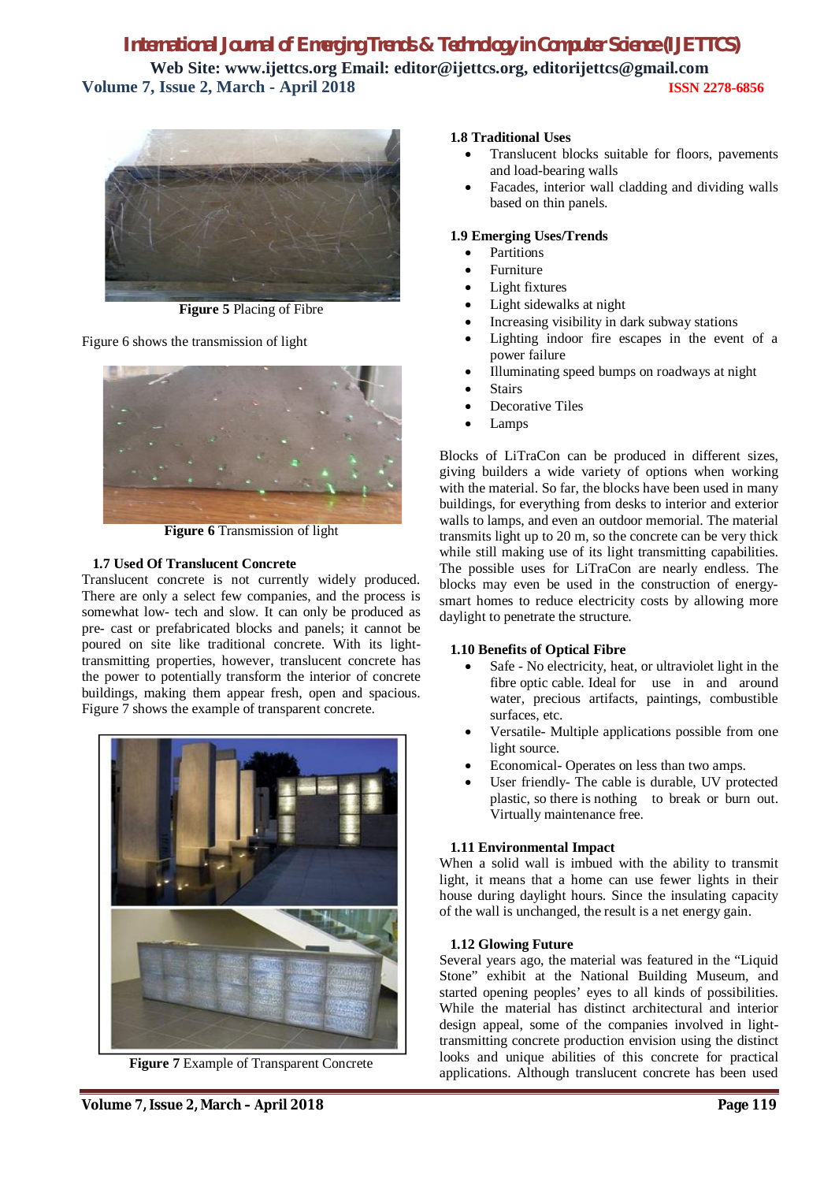**Figure 5** Placing of Fibre

Figure 6 shows the transmission of light

**Figure 6** Transmission of light

### 1.7 Used Of Translucent Concrete

Translucent concrete is not currently widely produced. There are only a select few companies, and the process is somewhat low- tech and slow. It can only be produced as pre- cast or prefabricated blocks and panels; it cannot be poured on site like traditional concrete. With its light-transmitting properties, however, translucent concrete has the power to potentially transform the interior of concrete buildings, making them appear fresh, open and spacious. Figure 7 shows the example of transparent concrete.

**Figure 7** Example of Transparent Concrete

### 1.8 Traditional Uses

- Translucent blocks suitable for floors, pavements and load-bearing walls
- Facades, interior wall cladding and dividing walls based on thin panels.

### 1.9 Emerging Uses/Trends

- Partitions
- Furniture
- Light fixtures
- Light sidewalks at night
- Increasing visibility in dark subway stations
- Lighting indoor fire escapes in the event of a power failure
- Illuminating speed bumps on roadways at night
- Stairs
- Decorative Tiles
- Lamps

Blocks of LiTraCon can be produced in different sizes, giving builders a wide variety of options when working with the material. So far, the blocks have been used in many buildings, for everything from desks to interior and exterior walls to lamps, and even an outdoor memorial. The material transmits light up to 20 m, so the concrete can be very thick while still making use of its light transmitting capabilities. The possible uses for LiTraCon are nearly endless. The blocks may even be used in the construction of energy-smart homes to reduce electricity costs by allowing more daylight to penetrate the structure.

### 1.10 Benefits of Optical Fibre

- Safe - No electricity, heat, or ultraviolet light in the fibre optic cable. Ideal for use in and around water, precious artifacts, paintings, combustible surfaces, etc.
- Versatile- Multiple applications possible from one light source.
- Economical- Operates on less than two amps.
- User friendly- The cable is durable, UV protected plastic, so there is nothing to break or burn out. Virtually maintenance free.

### 1.11 Environmental Impact

When a solid wall is imbued with the ability to transmit light, it means that a home can use fewer lights in their house during daylight hours. Since the insulating capacity of the wall is unchanged, the result is a net energy gain.

### 1.12 Glowing Future

Several years ago, the material was featured in the "Liquid Stone" exhibit at the National Building Museum, and started opening peoples' eyes to all kinds of possibilities. While the material has distinct architectural and interior design appeal, some of the companies involved in light-transmitting concrete production envision using the distinct looks and unique abilities of this concrete for practical applications. Although translucent concrete has been used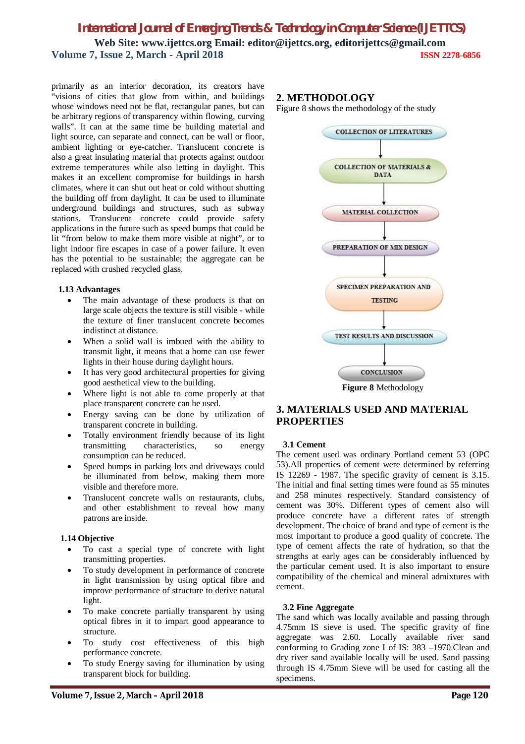primarily as an interior decoration, its creators have "visions of cities that glow from within, and buildings whose windows need not be flat, rectangular panes, but can be arbitrary regions of transparency within flowing, curving walls". It can at the same time be building material and light source, can separate and connect, can be wall or floor, ambient lighting or eye-catcher. Translucent concrete is also a great insulating material that protects against outdoor extreme temperatures while also letting in daylight. This makes it an excellent compromise for buildings in harsh climates, where it can shut out heat or cold without shutting the building off from daylight. It can be used to illuminate underground buildings and structures, such as subway stations. Translucent concrete could provide safety applications in the future such as speed bumps that could be lit "from below to make them more visible at night", or to light indoor fire escapes in case of a power failure. It even has the potential to be sustainable; the aggregate can be replaced with crushed recycled glass.

### 1.13 Advantages

- The main advantage of these products is that on large scale objects the texture is still visible - while the texture of finer translucent concrete becomes indistinct at distance.
- When a solid wall is imbued with the ability to transmit light, it means that a home can use fewer lights in their house during daylight hours.
- It has very good architectural properties for giving good aesthetical view to the building.
- Where light is not able to come properly at that place transparent concrete can be used.
- Energy saving can be done by utilization of transparent concrete in building.
- Totally environment friendly because of its light transmitting characteristics, so energy consumption can be reduced.
- Speed bumps in parking lots and driveways could be illuminated from below, making them more visible and therefore more.
- Translucent concrete walls on restaurants, clubs, and other establishment to reveal how many patrons are inside.

### 1.14 Objective

- To cast a special type of concrete with light transmitting properties.
- To study development in performance of concrete in light transmission by using optical fibre and improve performance of structure to derive natural light.
- To make concrete partially transparent by using optical fibres in it to impart good appearance to structure.
- To study cost effectiveness of this high performance concrete.
- To study Energy saving for illumination by using transparent block for building.

## 2. METHODOLOGY

Figure 8 shows the methodology of the study

COLLECTION OF LITERATURES → COLLECTION OF MATERIALS & DATA → MATERIAL COLLECTION → PREPARATION OF MIX DESIGN → SPECIMEN PREPARATION AND TESTING → TEST RESULTS AND DISCUSSION → CONCLUSION

**Figure 8** Methodology

## 3. MATERIALS USED AND MATERIAL PROPERTIES

### 3.1 Cement

The cement used was ordinary Portland cement 53 (OPC 53).All properties of cement were determined by referring IS 12269 - 1987. The specific gravity of cement is 3.15. The initial and final setting times were found as 55 minutes and 258 minutes respectively. Standard consistency of cement was 30%. Different types of cement also will produce concrete have a different rates of strength development. The choice of brand and type of cement is the most important to produce a good quality of concrete. The type of cement affects the rate of hydration, so that the strengths at early ages can be considerably influenced by the particular cement used. It is also important to ensure compatibility of the chemical and mineral admixtures with cement.

### 3.2 Fine Aggregate

The sand which was locally available and passing through 4.75mm IS sieve is used. The specific gravity of fine aggregate was 2.60. Locally available river sand conforming to Grading zone I of IS: 383 –1970.Clean and dry river sand available locally will be used. Sand passing through IS 4.75mm Sieve will be used for casting all the specimens.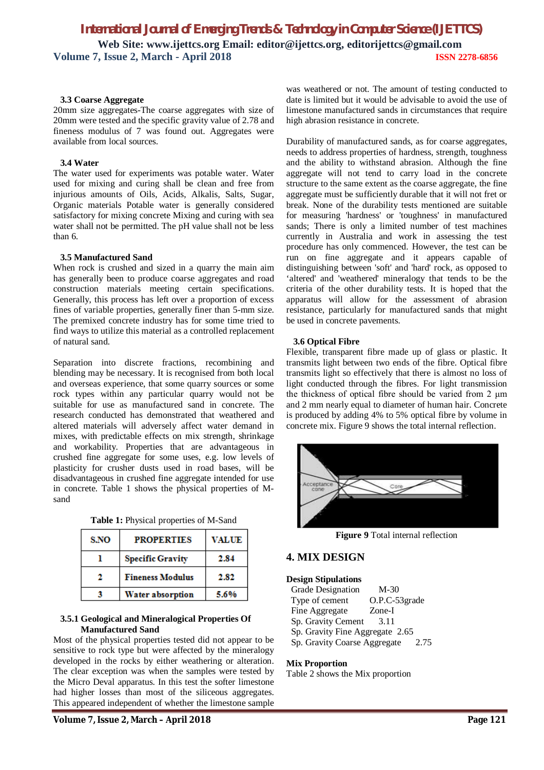### 3.3 Coarse Aggregate

20mm size aggregates-The coarse aggregates with size of 20mm were tested and the specific gravity value of 2.78 and fineness modulus of 7 was found out. Aggregates were available from local sources.

### 3.4 Water

The water used for experiments was potable water. Water used for mixing and curing shall be clean and free from injurious amounts of Oils, Acids, Alkalis, Salts, Sugar, Organic materials Potable water is generally considered satisfactory for mixing concrete Mixing and curing with sea water shall not be permitted. The pH value shall not be less than 6.

### 3.5 Manufactured Sand

When rock is crushed and sized in a quarry the main aim has generally been to produce coarse aggregates and road construction materials meeting certain specifications. Generally, this process has left over a proportion of excess fines of variable properties, generally finer than 5-mm size. The premixed concrete industry has for some time tried to find ways to utilize this material as a controlled replacement of natural sand.

Separation into discrete fractions, recombining and blending may be necessary. It is recognised from both local and overseas experience, that some quarry sources or some rock types within any particular quarry would not be suitable for use as manufactured sand in concrete. The research conducted has demonstrated that weathered and altered materials will adversely affect water demand in mixes, with predictable effects on mix strength, shrinkage and workability. Properties that are advantageous in crushed fine aggregate for some uses, e.g. low levels of plasticity for crusher dusts used in road bases, will be disadvantageous in crushed fine aggregate intended for use in concrete. Table 1 shows the physical properties of M-sand

**Table 1:** Physical properties of M-Sand

| S.NO | PROPERTIES | VALUE |
| --- | --- | --- |
| 1 | Specific Gravity | 2.84 |
| 2 | Fineness Modulus | 2.82 |
| 3 | Water absorption | 5.6% |

#### 3.5.1 Geological and Mineralogical Properties Of Manufactured Sand

Most of the physical properties tested did not appear to be sensitive to rock type but were affected by the mineralogy developed in the rocks by either weathering or alteration. The clear exception was when the samples were tested by the Micro Deval apparatus. In this test the softer limestone had higher losses than most of the siliceous aggregates. This appeared independent of whether the limestone sample was weathered or not. The amount of testing conducted to date is limited but it would be advisable to avoid the use of limestone manufactured sands in circumstances that require high abrasion resistance in concrete.

Durability of manufactured sands, as for coarse aggregates, needs to address properties of hardness, strength, toughness and the ability to withstand abrasion. Although the fine aggregate will not tend to carry load in the concrete structure to the same extent as the coarse aggregate, the fine aggregate must be sufficiently durable that it will not fret or break. None of the durability tests mentioned are suitable for measuring 'hardness' or 'toughness' in manufactured sands; There is only a limited number of test machines currently in Australia and work in assessing the test procedure has only commenced. However, the test can be run on fine aggregate and it appears capable of distinguishing between 'soft' and 'hard' rock, as opposed to 'altered' and 'weathered' mineralogy that tends to be the criteria of the other durability tests. It is hoped that the apparatus will allow for the assessment of abrasion resistance, particularly for manufactured sands that might be used in concrete pavements.

### 3.6 Optical Fibre

Flexible, transparent fibre made up of glass or plastic. It transmits light between two ends of the fibre. Optical fibre transmits light so effectively that there is almost no loss of light conducted through the fibres. For light transmission the thickness of optical fibre should be varied from 2 µm and 2 mm nearly equal to diameter of human hair. Concrete is produced by adding 4% to 5% optical fibre by volume in concrete mix. Figure 9 shows the total internal reflection.

**Figure 9** Total internal reflection

## 4. MIX DESIGN

**Design Stipulations**

- Grade Designation M-30
- Type of cement O.P.C-53grade
- Fine Aggregate Zone-I
- Sp. Gravity Cement 3.11
- Sp. Gravity Fine Aggregate 2.65
- Sp. Gravity Coarse Aggregate 2.75

**Mix Proportion**

Table 2 shows the Mix proportion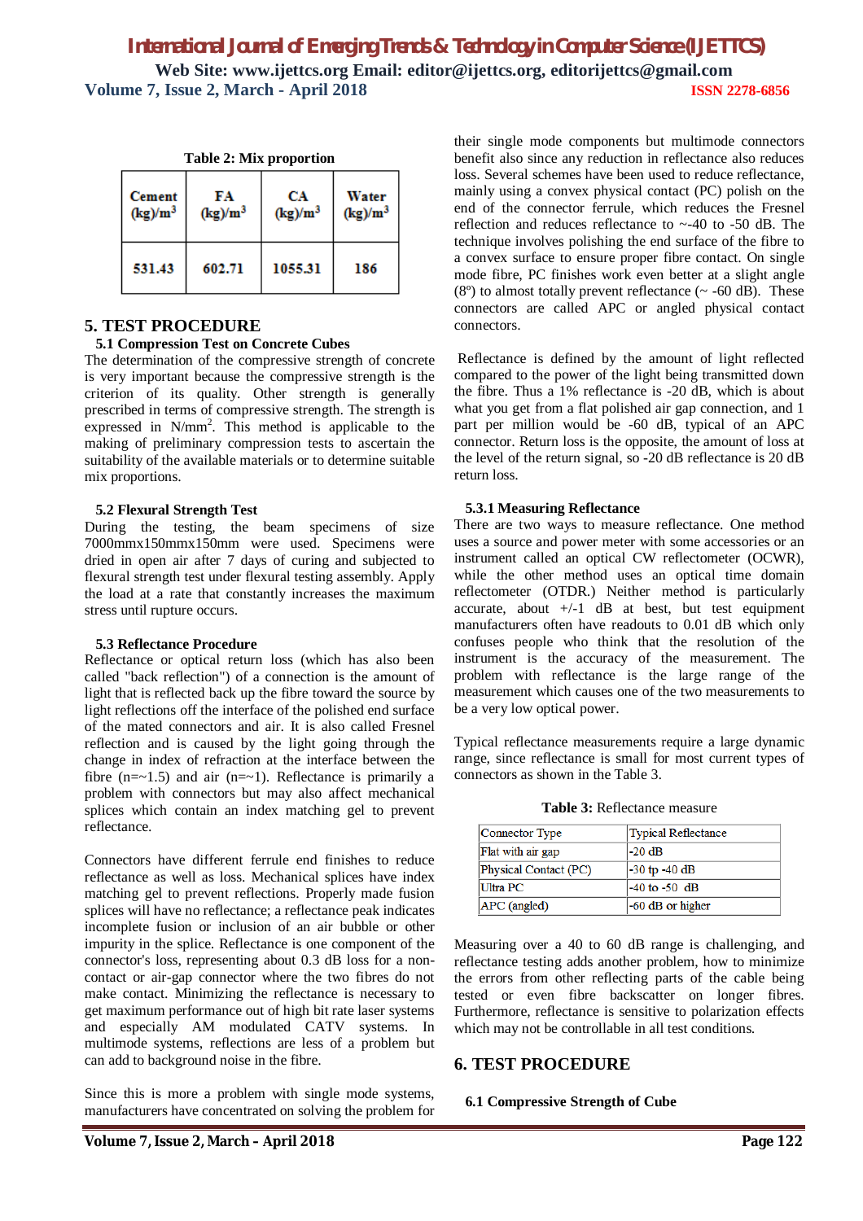**Table 2: Mix proportion**

| Cement (kg)/m$^3$ | FA (kg)/m$^3$ | CA (kg)/m$^3$ | Water (kg)/m$^3$ |
|---|---|---|---|
| 531.43 | 602.71 | 1055.31 | 186 |

## 5. TEST PROCEDURE

### 5.1 Compression Test on Concrete Cubes

The determination of the compressive strength of concrete is very important because the compressive strength is the criterion of its quality. Other strength is generally prescribed in terms of compressive strength. The strength is expressed in N/mm$^2$. This method is applicable to the making of preliminary compression tests to ascertain the suitability of the available materials or to determine suitable mix proportions.

### 5.2 Flexural Strength Test

During the testing, the beam specimens of size 7000mmx150mmx150mm were used. Specimens were dried in open air after 7 days of curing and subjected to flexural strength test under flexural testing assembly. Apply the load at a rate that constantly increases the maximum stress until rupture occurs.

### 5.3 Reflectance Procedure

Reflectance or optical return loss (which has also been called "back reflection") of a connection is the amount of light that is reflected back up the fibre toward the source by light reflections off the interface of the polished end surface of the mated connectors and air. It is also called Fresnel reflection and is caused by the light going through the change in index of refraction at the interface between the fibre (n=~1.5) and air (n=~1). Reflectance is primarily a problem with connectors but may also affect mechanical splices which contain an index matching gel to prevent reflectance.

Connectors have different ferrule end finishes to reduce reflectance as well as loss. Mechanical splices have index matching gel to prevent reflections. Properly made fusion splices will have no reflectance; a reflectance peak indicates incomplete fusion or inclusion of an air bubble or other impurity in the splice. Reflectance is one component of the connector's loss, representing about 0.3 dB loss for a non-contact or air-gap connector where the two fibres do not make contact. Minimizing the reflectance is necessary to get maximum performance out of high bit rate laser systems and especially AM modulated CATV systems. In multimode systems, reflections are less of a problem but can add to background noise in the fibre.

Since this is more a problem with single mode systems, manufacturers have concentrated on solving the problem for their single mode components but multimode connectors benefit also since any reduction in reflectance also reduces loss. Several schemes have been used to reduce reflectance, mainly using a convex physical contact (PC) polish on the end of the connector ferrule, which reduces the Fresnel reflection and reduces reflectance to ~-40 to -50 dB. The technique involves polishing the end surface of the fibre to a convex surface to ensure proper fibre contact. On single mode fibre, PC finishes work even better at a slight angle (8°) to almost totally prevent reflectance (~ -60 dB). These connectors are called APC or angled physical contact connectors.

Reflectance is defined by the amount of light reflected compared to the power of the light being transmitted down the fibre. Thus a 1% reflectance is -20 dB, which is about what you get from a flat polished air gap connection, and 1 part per million would be -60 dB, typical of an APC connector. Return loss is the opposite, the amount of loss at the level of the return signal, so -20 dB reflectance is 20 dB return loss.

#### 5.3.1 Measuring Reflectance

There are two ways to measure reflectance. One method uses a source and power meter with some accessories or an instrument called an optical CW reflectometer (OCWR), while the other method uses an optical time domain reflectometer (OTDR.) Neither method is particularly accurate, about +/-1 dB at best, but test equipment manufacturers often have readouts to 0.01 dB which only confuses people who think that the resolution of the instrument is the accuracy of the measurement. The problem with reflectance is the large range of the measurement which causes one of the two measurements to be a very low optical power.

Typical reflectance measurements require a large dynamic range, since reflectance is small for most current types of connectors as shown in the Table 3.

**Table 3:** Reflectance measure

| Connector Type | Typical Reflectance |
|---|---|
| Flat with air gap | -20 dB |
| Physical Contact (PC) | -30 tp -40 dB |
| Ultra PC | -40 to -50 dB |
| APC (angled) | -60 dB or higher |

Measuring over a 40 to 60 dB range is challenging, and reflectance testing adds another problem, how to minimize the errors from other reflecting parts of the cable being tested or even fibre backscatter on longer fibres. Furthermore, reflectance is sensitive to polarization effects which may not be controllable in all test conditions.

## 6. TEST PROCEDURE

### 6.1 Compressive Strength of Cube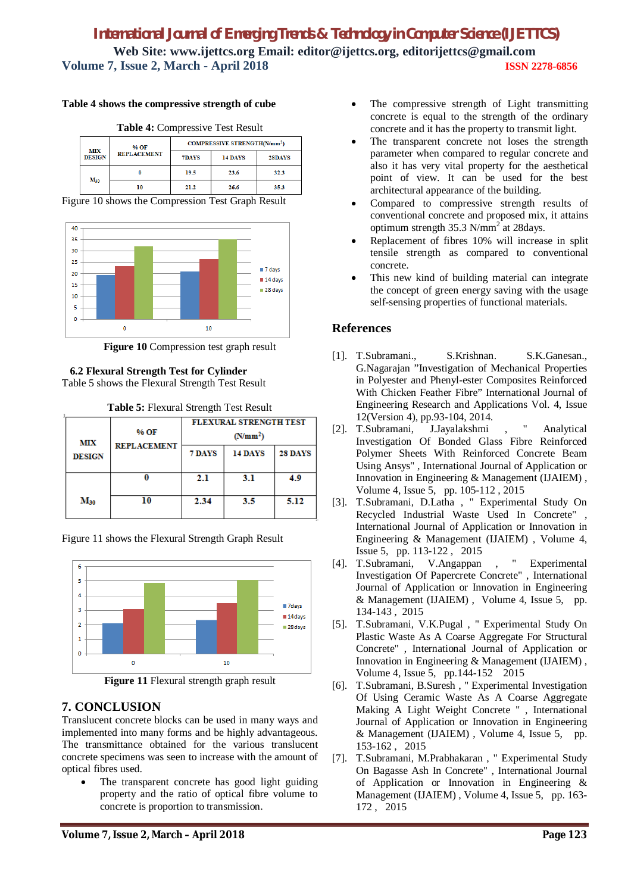Table 4 shows the compressive strength of cube

**Table 4:** Compressive Test Result

| MIX DESIGN | % OF REPLACEMENT | COMPRESSIVE STRENGTH($N/mm^2$) | | |
|---|---|---|---|---|
| | | 7DAYS | 14 DAYS | 28DAYS |
| $M_{30}$ | 0 | 19.5 | 23.6 | 32.3 |
| | 10 | 21.2 | 26.6 | 35.3 |

Figure 10 shows the Compression Test Graph Result

**Figure 10** Compression test graph result

### 6.2 Flexural Strength Test for Cylinder

Table 5 shows the Flexural Strength Test Result

**Table 5:** Flexural Strength Test Result

| MIX DESIGN | % OF REPLACEMENT | FLEXURAL STRENGTH TEST ($N/mm^2$) | | |
|---|---|---|---|---|
| | | 7 DAYS | 14 DAYS | 28 DAYS |
| $M_{30}$ | 0 | 2.1 | 3.1 | 4.9 |
| | 10 | 2.34 | 3.5 | 5.12 |

Figure 11 shows the Flexural Strength Graph Result

**Figure 11** Flexural strength graph result

## 7. CONCLUSION

Translucent concrete blocks can be used in many ways and implemented into many forms and be highly advantageous. The transmittance obtained for the various translucent concrete specimens was seen to increase with the amount of optical fibres used.

- The transparent concrete has good light guiding property and the ratio of optical fibre volume to concrete is proportion to transmission.
- The compressive strength of Light transmitting concrete is equal to the strength of the ordinary concrete and it has the property to transmit light.
- The transparent concrete not loses the strength parameter when compared to regular concrete and also it has very vital property for the aesthetical point of view. It can be used for the best architectural appearance of the building.
- Compared to compressive strength results of conventional concrete and proposed mix, it attains optimum strength 35.3 $N/mm^2$ at 28days.
- Replacement of fibres 10% will increase in split tensile strength as compared to conventional concrete.
- This new kind of building material can integrate the concept of green energy saving with the usage self-sensing properties of functional materials.

## References

[1]. T.Subramani., S.Krishnan. S.K.Ganesan., G.Nagarajan "Investigation of Mechanical Properties in Polyester and Phenyl-ester Composites Reinforced With Chicken Feather Fibre" International Journal of Engineering Research and Applications Vol. 4, Issue 12(Version 4), pp.93-104, 2014.

[2]. T.Subramani, J.Jayalakshmi , " Analytical Investigation Of Bonded Glass Fibre Reinforced Polymer Sheets With Reinforced Concrete Beam Using Ansys" , International Journal of Application or Innovation in Engineering & Management (IJAIEM) , Volume 4, Issue 5, pp. 105-112 , 2015

[3]. T.Subramani, D.Latha , " Experimental Study On Recycled Industrial Waste Used In Concrete" , International Journal of Application or Innovation in Engineering & Management (IJAIEM) , Volume 4, Issue 5, pp. 113-122 , 2015

[4]. T.Subramani, V.Angappan , " Experimental Investigation Of Papercrete Concrete" , International Journal of Application or Innovation in Engineering & Management (IJAIEM) , Volume 4, Issue 5, pp. 134-143 , 2015

[5]. T.Subramani, V.K.Pugal , " Experimental Study On Plastic Waste As A Coarse Aggregate For Structural Concrete" , International Journal of Application or Innovation in Engineering & Management (IJAIEM) , Volume 4, Issue 5, pp.144-152 2015

[6]. T.Subramani, B.Suresh , " Experimental Investigation Of Using Ceramic Waste As A Coarse Aggregate Making A Light Weight Concrete " , International Journal of Application or Innovation in Engineering & Management (IJAIEM) , Volume 4, Issue 5, pp. 153-162 , 2015

[7]. T.Subramani, M.Prabhakaran , " Experimental Study On Bagasse Ash In Concrete" , International Journal of Application or Innovation in Engineering & Management (IJAIEM) , Volume 4, Issue 5, pp. 163-172 , 2015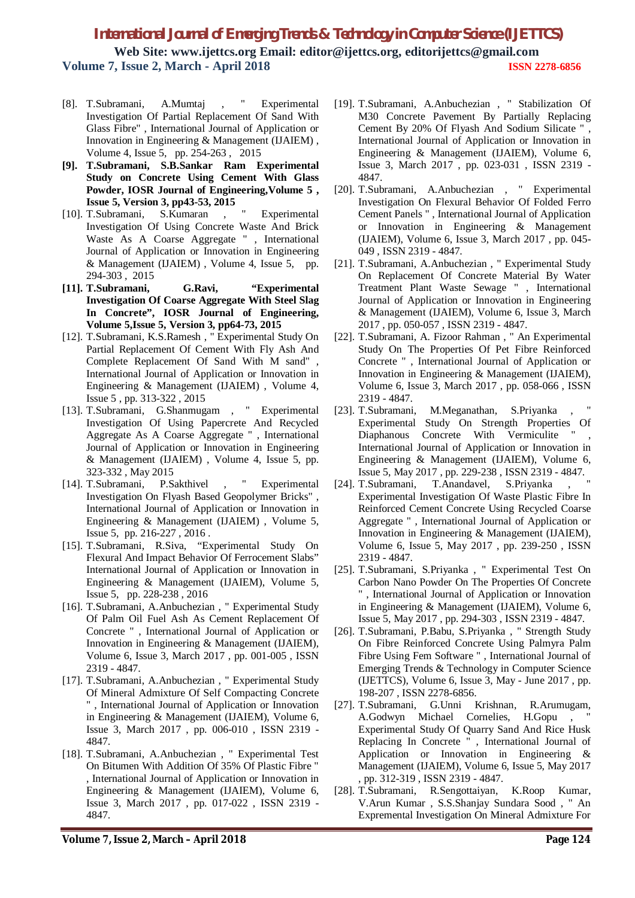[8]. T.Subramani, A.Mumtaj , " Experimental Investigation Of Partial Replacement Of Sand With Glass Fibre" , International Journal of Application or Innovation in Engineering & Management (IJAIEM) , Volume 4, Issue 5, pp. 254-263 , 2015

**[9]. T.Subramani, S.B.Sankar Ram Experimental Study on Concrete Using Cement With Glass Powder, IOSR Journal of Engineering,Volume 5 , Issue 5, Version 3, pp43-53, 2015**

[10]. T.Subramani, S.Kumaran , " Experimental Investigation Of Using Concrete Waste And Brick Waste As A Coarse Aggregate " , International Journal of Application or Innovation in Engineering & Management (IJAIEM) , Volume 4, Issue 5, pp. 294-303 , 2015

**[11]. T.Subramani, G.Ravi, "Experimental Investigation Of Coarse Aggregate With Steel Slag In Concrete", IOSR Journal of Engineering, Volume 5,Issue 5, Version 3, pp64-73, 2015**

[12]. T.Subramani, K.S.Ramesh , " Experimental Study On Partial Replacement Of Cement With Fly Ash And Complete Replacement Of Sand With M sand" , International Journal of Application or Innovation in Engineering & Management (IJAIEM) , Volume 4, Issue 5 , pp. 313-322 , 2015

[13]. T.Subramani, G.Shanmugam , " Experimental Investigation Of Using Papercrete And Recycled Aggregate As A Coarse Aggregate " , International Journal of Application or Innovation in Engineering & Management (IJAIEM) , Volume 4, Issue 5, pp. 323-332 , May 2015

[14]. T.Subramani, P.Sakthivel , " Experimental Investigation On Flyash Based Geopolymer Bricks" , International Journal of Application or Innovation in Engineering & Management (IJAIEM) , Volume 5, Issue 5, pp. 216-227 , 2016 .

[15]. T.Subramani, R.Siva, "Experimental Study On Flexural And Impact Behavior Of Ferrocement Slabs" International Journal of Application or Innovation in Engineering & Management (IJAIEM), Volume 5, Issue 5, pp. 228-238 , 2016

[16]. T.Subramani, A.Anbuchezian , " Experimental Study Of Palm Oil Fuel Ash As Cement Replacement Of Concrete " , International Journal of Application or Innovation in Engineering & Management (IJAIEM), Volume 6, Issue 3, March 2017 , pp. 001-005 , ISSN 2319 - 4847.

[17]. T.Subramani, A.Anbuchezian , " Experimental Study Of Mineral Admixture Of Self Compacting Concrete " , International Journal of Application or Innovation in Engineering & Management (IJAIEM), Volume 6, Issue 3, March 2017 , pp. 006-010 , ISSN 2319 - 4847.

[18]. T.Subramani, A.Anbuchezian , " Experimental Test On Bitumen With Addition Of 35% Of Plastic Fibre " , International Journal of Application or Innovation in Engineering & Management (IJAIEM), Volume 6, Issue 3, March 2017 , pp. 017-022 , ISSN 2319 - 4847.

[19]. T.Subramani, A.Anbuchezian , " Stabilization Of M30 Concrete Pavement By Partially Replacing Cement By 20% Of Flyash And Sodium Silicate " , International Journal of Application or Innovation in Engineering & Management (IJAIEM), Volume 6, Issue 3, March 2017 , pp. 023-031 , ISSN 2319 - 4847.

[20]. T.Subramani, A.Anbuchezian , " Experimental Investigation On Flexural Behavior Of Folded Ferro Cement Panels " , International Journal of Application or Innovation in Engineering & Management (IJAIEM), Volume 6, Issue 3, March 2017 , pp. 045-049 , ISSN 2319 - 4847.

[21]. T.Subramani, A.Anbuchezian , " Experimental Study On Replacement Of Concrete Material By Water Treatment Plant Waste Sewage " , International Journal of Application or Innovation in Engineering & Management (IJAIEM), Volume 6, Issue 3, March 2017 , pp. 050-057 , ISSN 2319 - 4847.

[22]. T.Subramani, A. Fizoor Rahman , " An Experimental Study On The Properties Of Pet Fibre Reinforced Concrete " , International Journal of Application or Innovation in Engineering & Management (IJAIEM), Volume 6, Issue 3, March 2017 , pp. 058-066 , ISSN 2319 - 4847.

[23]. T.Subramani, M.Meganathan, S.Priyanka , " Experimental Study On Strength Properties Of Diaphanous Concrete With Vermiculite " , International Journal of Application or Innovation in Engineering & Management (IJAIEM), Volume 6, Issue 5, May 2017 , pp. 229-238 , ISSN 2319 - 4847.

[24]. T.Subramani, T.Anandavel, S.Priyanka , " Experimental Investigation Of Waste Plastic Fibre In Reinforced Cement Concrete Using Recycled Coarse Aggregate " , International Journal of Application or Innovation in Engineering & Management (IJAIEM), Volume 6, Issue 5, May 2017 , pp. 239-250 , ISSN 2319 - 4847.

[25]. T.Subramani, S.Priyanka , " Experimental Test On Carbon Nano Powder On The Properties Of Concrete " , International Journal of Application or Innovation in Engineering & Management (IJAIEM), Volume 6, Issue 5, May 2017 , pp. 294-303 , ISSN 2319 - 4847.

[26]. T.Subramani, P.Babu, S.Priyanka , " Strength Study On Fibre Reinforced Concrete Using Palmyra Palm Fibre Using Fem Software " , International Journal of Emerging Trends & Technology in Computer Science (IJETTCS), Volume 6, Issue 3, May - June 2017 , pp. 198-207 , ISSN 2278-6856.

[27]. T.Subramani, G.Unni Krishnan, R.Arumugam, A.Godwyn Michael Cornelies, H.Gopu , " Experimental Study Of Quarry Sand And Rice Husk Replacing In Concrete " , International Journal of Application or Innovation in Engineering & Management (IJAIEM), Volume 6, Issue 5, May 2017 , pp. 312-319 , ISSN 2319 - 4847.

[28]. T.Subramani, R.Sengottaiyan, K.Roop Kumar, V.Arun Kumar , S.S.Shanjay Sundara Sood , " An Expremental Investigation On Mineral Admixture For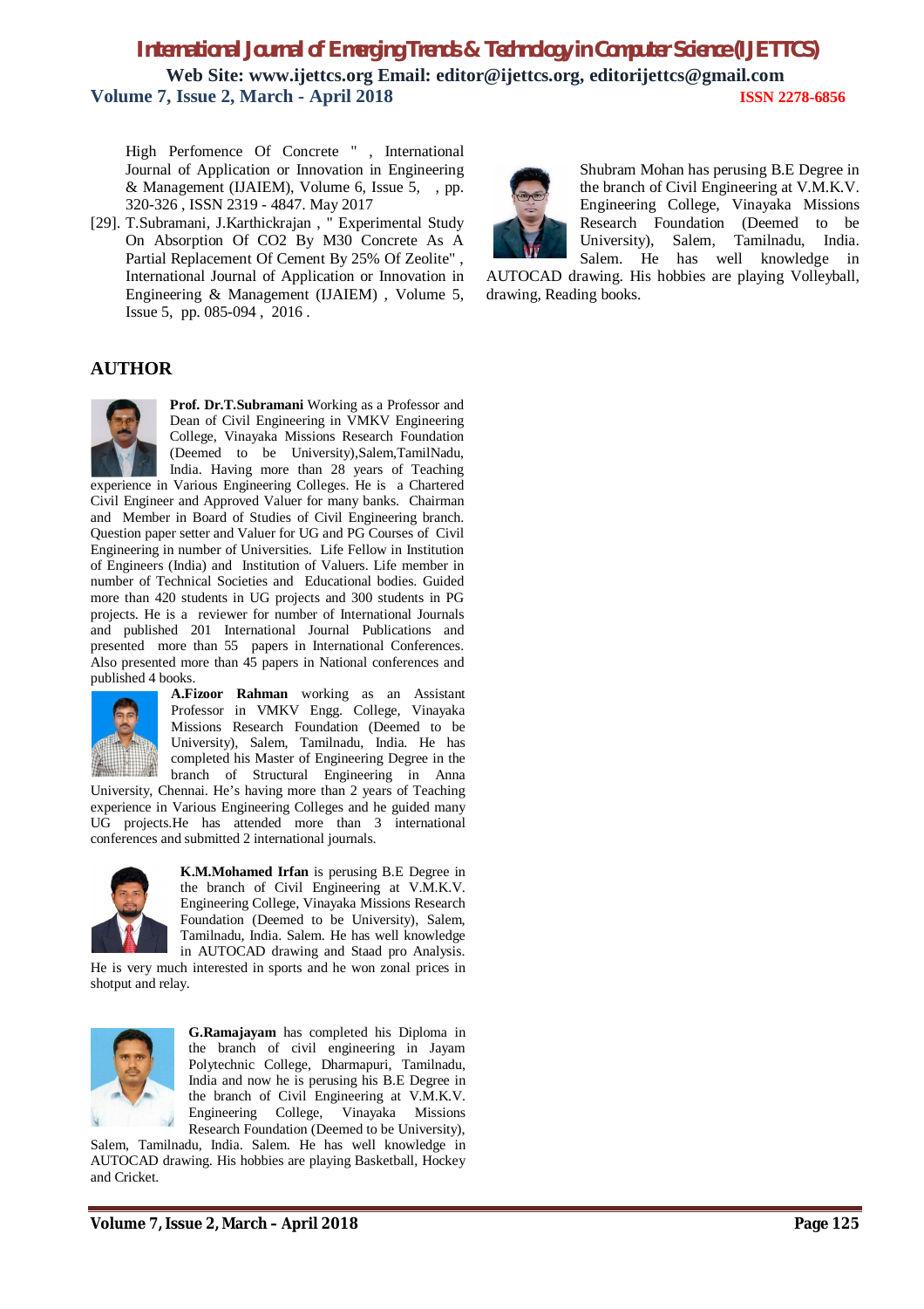High Perfomence Of Concrete " , International Journal of Application or Innovation in Engineering & Management (IJAIEM), Volume 6, Issue 5, , pp. 320-326 , ISSN 2319 - 4847. May 2017

[29]. T.Subramani, J.Karthickrajan , " Experimental Study On Absorption Of CO2 By M30 Concrete As A Partial Replacement Of Cement By 25% Of Zeolite" , International Journal of Application or Innovation in Engineering & Management (IJAIEM) , Volume 5, Issue 5, pp. 085-094 , 2016 .

## AUTHOR

**Prof. Dr.T.Subramani** Working as a Professor and Dean of Civil Engineering in VMKV Engineering College, Vinayaka Missions Research Foundation (Deemed to be University),Salem,TamilNadu, India. Having more than 28 years of Teaching experience in Various Engineering Colleges. He is a Chartered Civil Engineer and Approved Valuer for many banks. Chairman and Member in Board of Studies of Civil Engineering branch. Question paper setter and Valuer for UG and PG Courses of Civil Engineering in number of Universities. Life Fellow in Institution of Engineers (India) and Institution of Valuers. Life member in number of Technical Societies and Educational bodies. Guided more than 420 students in UG projects and 300 students in PG projects. He is a reviewer for number of International Journals and published 201 International Journal Publications and presented more than 55 papers in International Conferences. Also presented more than 45 papers in National conferences and published 4 books.

**A.Fizoor Rahman** working as an Assistant Professor in VMKV Engg. College, Vinayaka Missions Research Foundation (Deemed to be University), Salem, Tamilnadu, India. He has completed his Master of Engineering Degree in the branch of Structural Engineering in Anna University, Chennai. He's having more than 2 years of Teaching experience in Various Engineering Colleges and he guided many UG projects.He has attended more than 3 international conferences and submitted 2 international journals.

**K.M.Mohamed Irfan** is perusing B.E Degree in the branch of Civil Engineering at V.M.K.V. Engineering College, Vinayaka Missions Research Foundation (Deemed to be University), Salem, Tamilnadu, India. Salem. He has well knowledge in AUTOCAD drawing and Staad pro Analysis. He is very much interested in sports and he won zonal prices in shotput and relay.

**G.Ramajayam** has completed his Diploma in the branch of civil engineering in Jayam Polytechnic College, Dharmapuri, Tamilnadu, India and now he is perusing his B.E Degree in the branch of Civil Engineering at V.M.K.V. Engineering College, Vinayaka Missions Research Foundation (Deemed to be University), Salem, Tamilnadu, India. Salem. He has well knowledge in AUTOCAD drawing. His hobbies are playing Basketball, Hockey and Cricket.

Shubram Mohan has perusing B.E Degree in the branch of Civil Engineering at V.M.K.V. Engineering College, Vinayaka Missions Research Foundation (Deemed to be University), Salem, Tamilnadu, India. Salem. He has well knowledge in AUTOCAD drawing. His hobbies are playing Volleyball, drawing, Reading books.